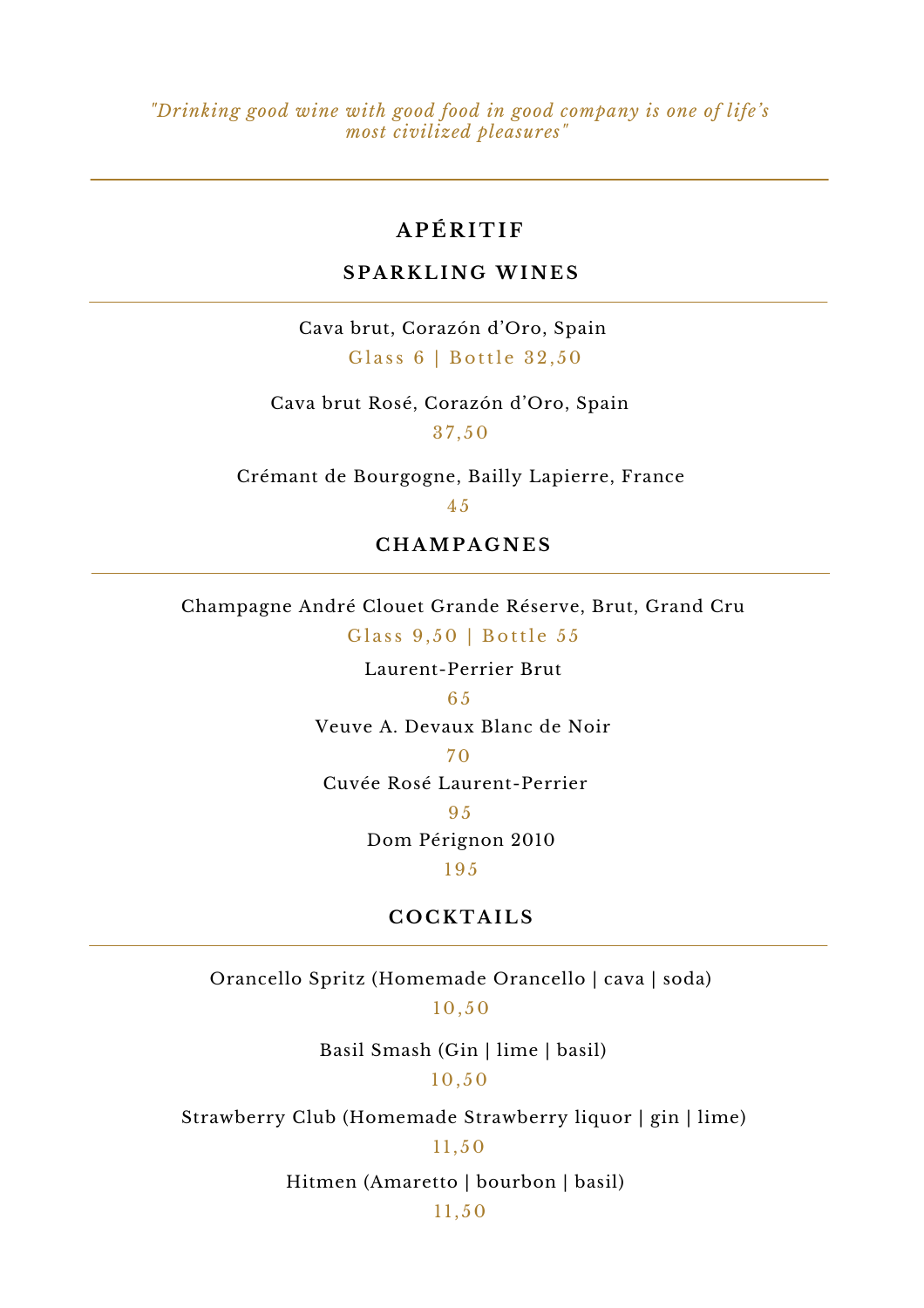*"Drinking good wine with good food in good company is one of life's most civilized pleasures"*

---

# APÉRITIF

## SPARKLING WINES

---

Cava brut, Corazón d'Oro, Spain

Glass 6 | Bottle 32,50

Cava brut Rosé, Corazón d'Oro, Spain

37,50

Crémant de Bourgogne, Bailly Lapierre, France

45

## CHAMPAGNES

---

Champagne André Clouet Grande Réserve, Brut, Grand Cru

Glass 9,50 | Bottle 55

Laurent-Perrier Brut

65

Veuve A. Devaux Blanc de Noir

70

Cuvée Rosé Laurent-Perrier

95

Dom Pérignon 2010

195

## COCKTAILS

---

Orancello Spritz (Homemade Orancello | cava | soda)

10,50

Basil Smash (Gin | lime | basil)

10,50

Strawberry Club (Homemade Strawberry liquor | gin | lime)

11,50

Hitmen (Amaretto | bourbon | basil)

11,50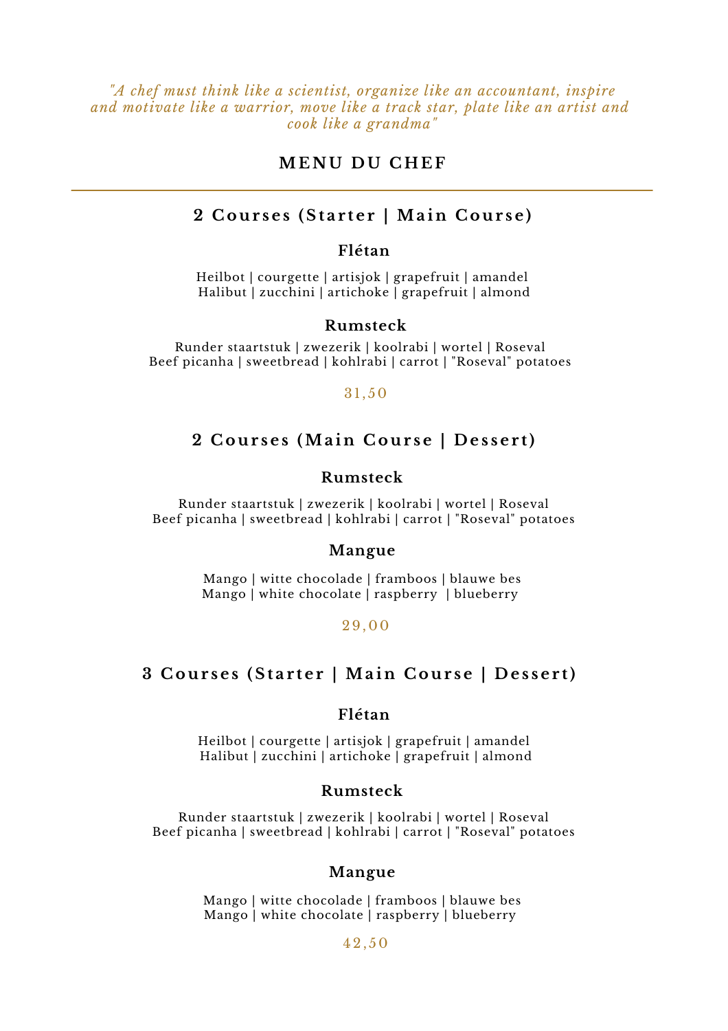*"A chef must think like a scientist, organize like an accountant, inspire and motivate like a warrior, move like a track star, plate like an artist and cook like a grandma"*

# MENU DU CHEF

---

## 2 Courses (Starter | Main Course)

### Flétan

Heilbot | courgette | artisjok | grapefruit | amandel
Halibut | zucchini | artichoke | grapefruit | almond

### Rumsteck

Runder staartstuk | zwezerik | koolrabi | wortel | Roseval
Beef picanha | sweetbread | kohlrabi | carrot | "Roseval" potatoes

31,50

## 2 Courses (Main Course | Dessert)

### Rumsteck

Runder staartstuk | zwezerik | koolrabi | wortel | Roseval
Beef picanha | sweetbread | kohlrabi | carrot | "Roseval" potatoes

### Mangue

Mango | witte chocolade | framboos | blauwe bes
Mango | white chocolate | raspberry | blueberry

29,00

## 3 Courses (Starter | Main Course | Dessert)

### Flétan

Heilbot | courgette | artisjok | grapefruit | amandel
Halibut | zucchini | artichoke | grapefruit | almond

### Rumsteck

Runder staartstuk | zwezerik | koolrabi | wortel | Roseval
Beef picanha | sweetbread | kohlrabi | carrot | "Roseval" potatoes

### Mangue

Mango | witte chocolade | framboos | blauwe bes
Mango | white chocolate | raspberry | blueberry

42,50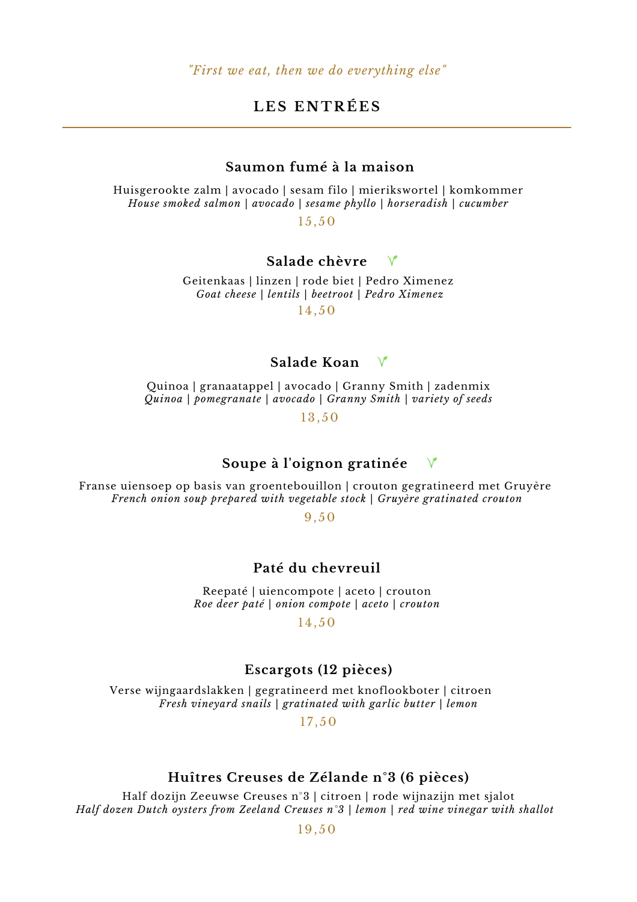*"First we eat, then we do everything else"*

## LES ENTRÉES

### Saumon fumé à la maison

Huisgerookte zalm | avocado | sesam filo | mierikswortel | komkommer
*House smoked salmon | avocado | sesame phyllo | horseradish | cucumber*

15,50

### Salade chèvre 🌱

Geitenkaas | linzen | rode biet | Pedro Ximenez
*Goat cheese | lentils | beetroot | Pedro Ximenez*

14,50

### Salade Koan 🌱

Quinoa | granaatappel | avocado | Granny Smith | zadenmix
*Quinoa | pomegranate | avocado | Granny Smith | variety of seeds*

13,50

### Soupe à l'oignon gratinée 🌱

Franse uiensoep op basis van groentebouillon | crouton gegratineerd met Gruyère
*French onion soup prepared with vegetable stock | Gruyère gratinated crouton*

9,50

### Paté du chevreuil

Reepaté | uiencompote | aceto | crouton
*Roe deer paté | onion compote | aceto | crouton*

14,50

### Escargots (12 pièces)

Verse wijngaardslakken | gegratineerd met knoflookboter | citroen
*Fresh vineyard snails | gratinated with garlic butter | lemon*

17,50

### Huîtres Creuses de Zélande n°3 (6 pièces)

Half dozijn Zeeuwse Creuses n°3 | citroen | rode wijnazijn met sjalot
*Half dozen Dutch oysters from Zeeland Creuses n°3 | lemon | red wine vinegar with shallot*

19,50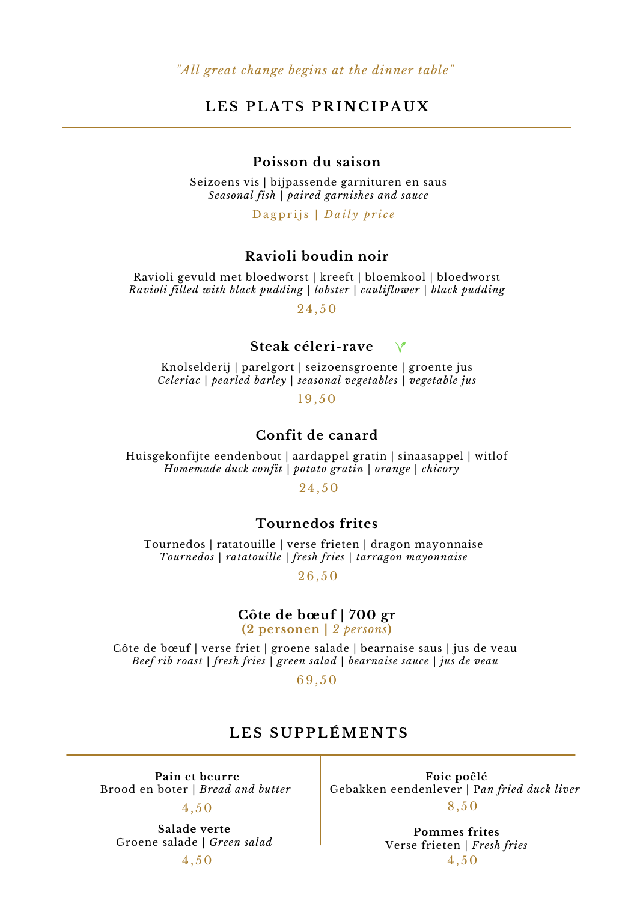*"All great change begins at the dinner table"*

## LES PLATS PRINCIPAUX

---

### Poisson du saison

Seizoens vis | bijpassende garnituren en saus
*Seasonal fish | paired garnishes and sauce*

Dagprijs | *Daily price*

### Ravioli boudin noir

Ravioli gevuld met bloedworst | kreeft | bloemkool | bloedworst
*Ravioli filled with black pudding | lobster | cauliflower | black pudding*

24,50

### Steak céleri-rave

Knolselderij | parelgort | seizoensgroente | groente jus
*Celeriac | pearled barley | seasonal vegetables | vegetable jus*

19,50

### Confit de canard

Huisgekonfijte eendenbout | aardappel gratin | sinaasappel | witlof
*Homemade duck confit | potato gratin | orange | chicory*

24,50

### Tournedos frites

Tournedos | ratatouille | verse frieten | dragon mayonnaise
*Tournedos | ratatouille | fresh fries | tarragon mayonnaise*

26,50

### Côte de bœuf | 700 gr

**(2 personen |** ***2 persons*****)**

Côte de bœuf | verse friet | groene salade | bearnaise saus | jus de veau
*Beef rib roast | fresh fries | green salad | bearnaise sauce | jus de veau*

69,50

## LES SUPPLÉMENTS

---

**Pain et beurre**
Brood en boter | *Bread and butter*

4,50

**Salade verte**
Groene salade | *Green salad*

4,50

**Foie poêlé**
Gebakken eendenlever | *Pan fried duck liver*

8,50

**Pommes frites**
Verse frieten | *Fresh fries*

4,50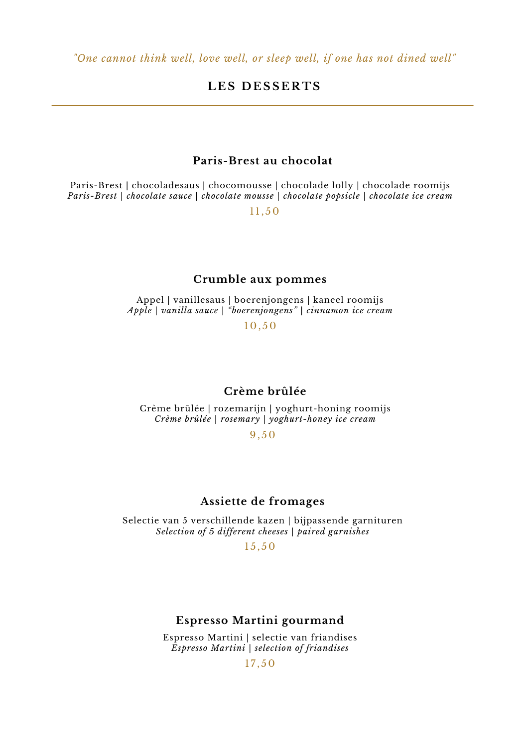*"One cannot think well, love well, or sleep well, if one has not dined well"*

## LES DESSERTS

---

### Paris-Brest au chocolat

Paris-Brest | chocoladesaus | chocomousse | chocolade lolly | chocolade roomijs
*Paris-Brest | chocolate sauce | chocolate mousse | chocolate popsicle | chocolate ice cream*

11,50

### Crumble aux pommes

Appel | vanillesaus | boerenjongens | kaneel roomijs
*Apple | vanilla sauce | "boerenjongens" | cinnamon ice cream*

10,50

### Crème brûlée

Crème brûlée | rozemarijn | yoghurt-honing roomijs
*Crème brûlée | rosemary | yoghurt-honey ice cream*

9,50

### Assiette de fromages

Selectie van 5 verschillende kazen | bijpassende garnituren
*Selection of 5 different cheeses | paired garnishes*

15,50

### Espresso Martini gourmand

Espresso Martini | selectie van friandises
*Espresso Martini | selection of friandises*

17,50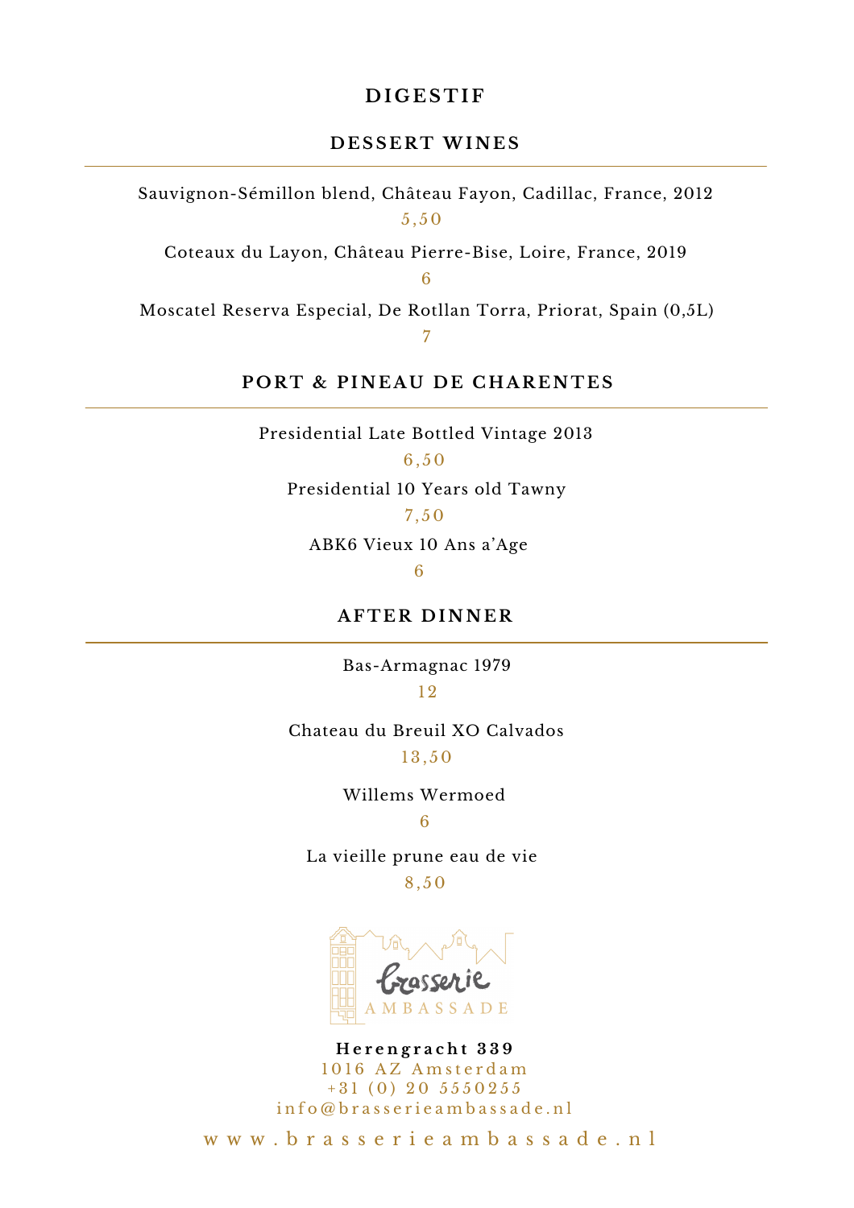# DIGESTIF

## DESSERT WINES

Sauvignon-Sémillon blend, Château Fayon, Cadillac, France, 2012
5,50

Coteaux du Layon, Château Pierre-Bise, Loire, France, 2019
6

Moscatel Reserva Especial, De Rotllan Torra, Priorat, Spain (0,5L)
7

## PORT & PINEAU DE CHARENTES

Presidential Late Bottled Vintage 2013
6,50

Presidential 10 Years old Tawny
7,50

ABK6 Vieux 10 Ans a'Age
6

## AFTER DINNER

Bas-Armagnac 1979
12

Chateau du Breuil XO Calvados
13,50

Willems Wermoed
6

La vieille prune eau de vie
8,50

Brasserie AMBASSADE

**Herengracht 339**
1016 AZ Amsterdam
+31 (0) 20 5550255
info@brasserieambassade.nl

www.brasserieambassade.nl